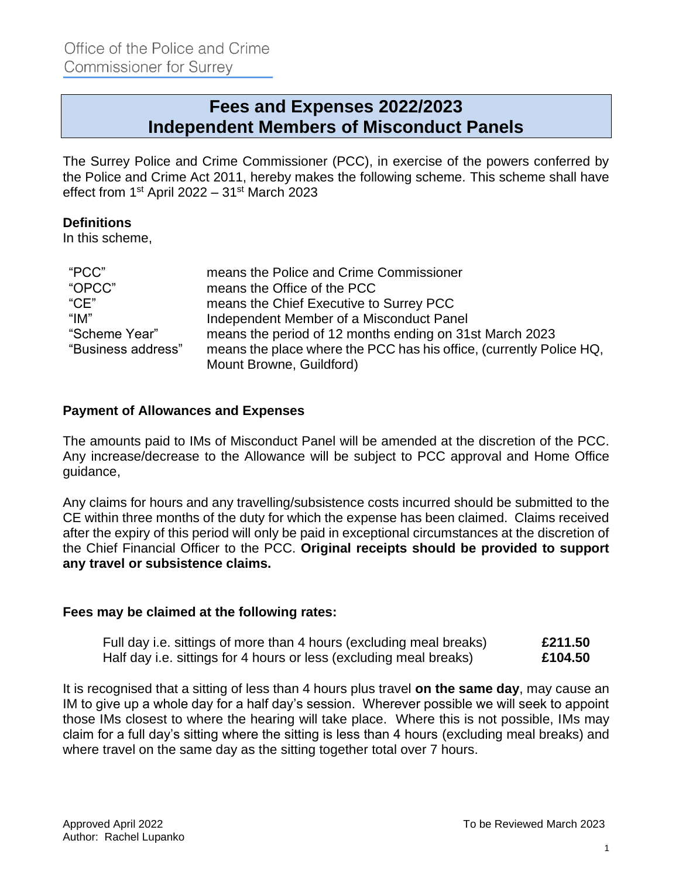Office of the Police and Crime Commissioner for Surrey

# Fees and Expenses 2022/2023
# Independent Members of Misconduct Panels

The Surrey Police and Crime Commissioner (PCC), in exercise of the powers conferred by the Police and Crime Act 2011, hereby makes the following scheme. This scheme shall have effect from 1st April 2022 – 31st March 2023

**Definitions**

In this scheme,

| | |
|---|---|
| "PCC" | means the Police and Crime Commissioner |
| "OPCC" | means the Office of the PCC |
| "CE" | means the Chief Executive to Surrey PCC |
| "IM" | Independent Member of a Misconduct Panel |
| "Scheme Year" | means the period of 12 months ending on 31st March 2023 |
| "Business address" | means the place where the PCC has his office, (currently Police HQ, Mount Browne, Guildford) |

**Payment of Allowances and Expenses**

The amounts paid to IMs of Misconduct Panel will be amended at the discretion of the PCC. Any increase/decrease to the Allowance will be subject to PCC approval and Home Office guidance,

Any claims for hours and any travelling/subsistence costs incurred should be submitted to the CE within three months of the duty for which the expense has been claimed. Claims received after the expiry of this period will only be paid in exceptional circumstances at the discretion of the Chief Financial Officer to the PCC. **Original receipts should be provided to support any travel or subsistence claims.**

**Fees may be claimed at the following rates:**

| | |
|---|---|
| Full day i.e. sittings of more than 4 hours (excluding meal breaks) | **£211.50** |
| Half day i.e. sittings for 4 hours or less (excluding meal breaks) | **£104.50** |

It is recognised that a sitting of less than 4 hours plus travel **on the same day**, may cause an IM to give up a whole day for a half day's session. Wherever possible we will seek to appoint those IMs closest to where the hearing will take place. Where this is not possible, IMs may claim for a full day's sitting where the sitting is less than 4 hours (excluding meal breaks) and where travel on the same day as the sitting together total over 7 hours.

Approved April 2022 To be Reviewed March 2023
Author: Rachel Lupanko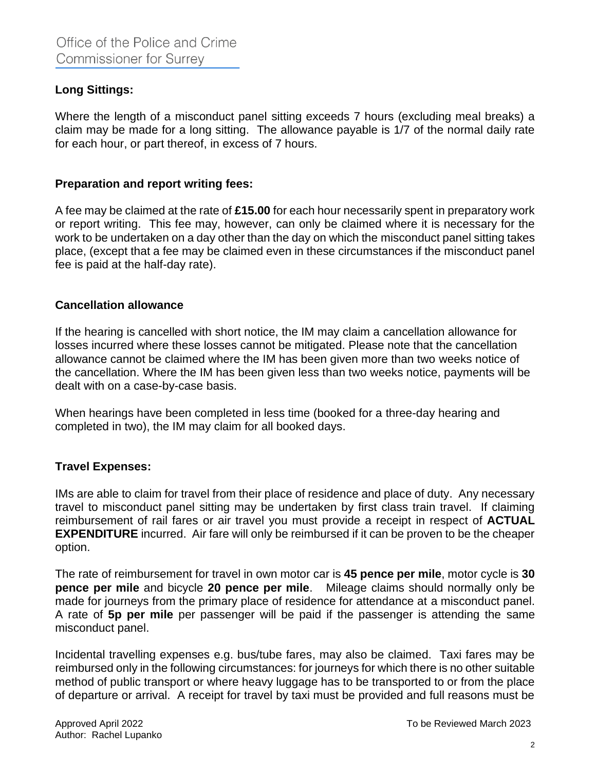### Long Sittings:

Where the length of a misconduct panel sitting exceeds 7 hours (excluding meal breaks) a claim may be made for a long sitting. The allowance payable is 1/7 of the normal daily rate for each hour, or part thereof, in excess of 7 hours.

### Preparation and report writing fees:

A fee may be claimed at the rate of **£15.00** for each hour necessarily spent in preparatory work or report writing. This fee may, however, can only be claimed where it is necessary for the work to be undertaken on a day other than the day on which the misconduct panel sitting takes place, (except that a fee may be claimed even in these circumstances if the misconduct panel fee is paid at the half-day rate).

### Cancellation allowance

If the hearing is cancelled with short notice, the IM may claim a cancellation allowance for losses incurred where these losses cannot be mitigated. Please note that the cancellation allowance cannot be claimed where the IM has been given more than two weeks notice of the cancellation. Where the IM has been given less than two weeks notice, payments will be dealt with on a case-by-case basis.

When hearings have been completed in less time (booked for a three-day hearing and completed in two), the IM may claim for all booked days.

### Travel Expenses:

IMs are able to claim for travel from their place of residence and place of duty. Any necessary travel to misconduct panel sitting may be undertaken by first class train travel. If claiming reimbursement of rail fares or air travel you must provide a receipt in respect of **ACTUAL EXPENDITURE** incurred. Air fare will only be reimbursed if it can be proven to be the cheaper option.

The rate of reimbursement for travel in own motor car is **45 pence per mile**, motor cycle is **30 pence per mile** and bicycle **20 pence per mile**. Mileage claims should normally only be made for journeys from the primary place of residence for attendance at a misconduct panel. A rate of **5p per mile** per passenger will be paid if the passenger is attending the same misconduct panel.

Incidental travelling expenses e.g. bus/tube fares, may also be claimed. Taxi fares may be reimbursed only in the following circumstances: for journeys for which there is no other suitable method of public transport or where heavy luggage has to be transported to or from the place of departure or arrival. A receipt for travel by taxi must be provided and full reasons must be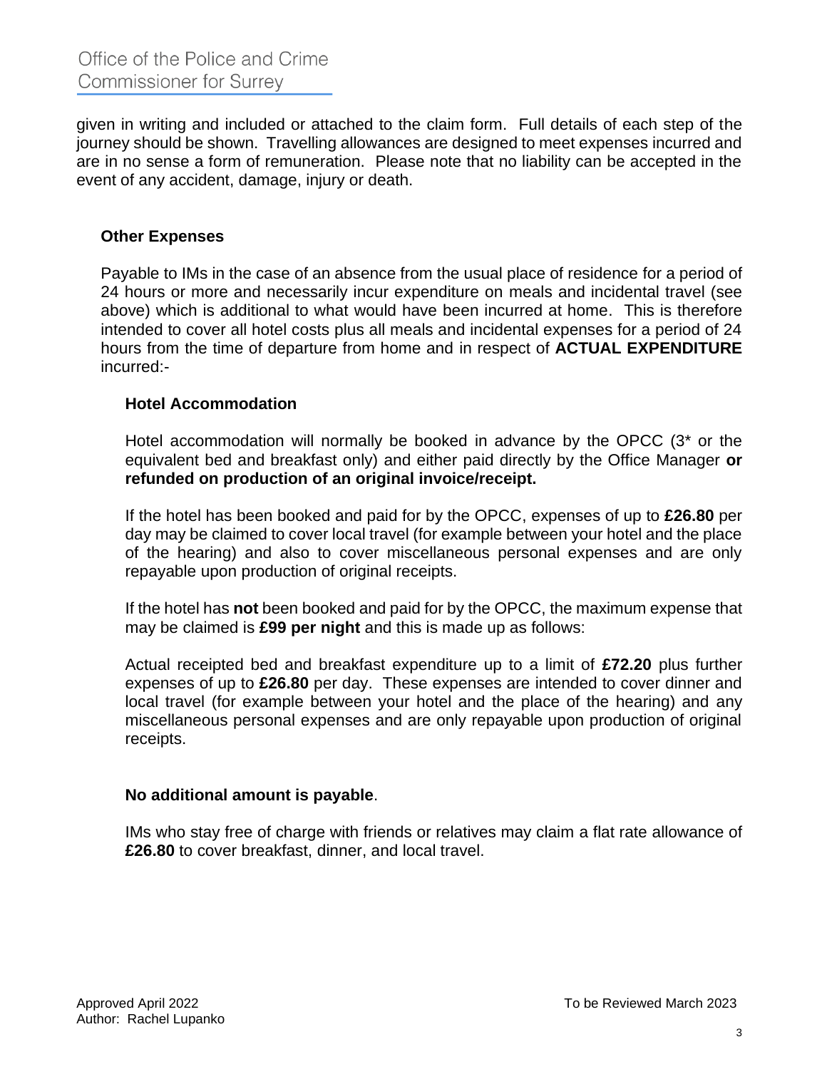given in writing and included or attached to the claim form. Full details of each step of the journey should be shown. Travelling allowances are designed to meet expenses incurred and are in no sense a form of remuneration. Please note that no liability can be accepted in the event of any accident, damage, injury or death.

## Other Expenses

Payable to IMs in the case of an absence from the usual place of residence for a period of 24 hours or more and necessarily incur expenditure on meals and incidental travel (see above) which is additional to what would have been incurred at home. This is therefore intended to cover all hotel costs plus all meals and incidental expenses for a period of 24 hours from the time of departure from home and in respect of **ACTUAL EXPENDITURE** incurred:-

### Hotel Accommodation

Hotel accommodation will normally be booked in advance by the OPCC (3* or the equivalent bed and breakfast only) and either paid directly by the Office Manager **or refunded on production of an original invoice/receipt.**

If the hotel has been booked and paid for by the OPCC, expenses of up to **£26.80** per day may be claimed to cover local travel (for example between your hotel and the place of the hearing) and also to cover miscellaneous personal expenses and are only repayable upon production of original receipts.

If the hotel has **not** been booked and paid for by the OPCC, the maximum expense that may be claimed is **£99 per night** and this is made up as follows:

Actual receipted bed and breakfast expenditure up to a limit of **£72.20** plus further expenses of up to **£26.80** per day. These expenses are intended to cover dinner and local travel (for example between your hotel and the place of the hearing) and any miscellaneous personal expenses and are only repayable upon production of original receipts.

**No additional amount is payable**.

IMs who stay free of charge with friends or relatives may claim a flat rate allowance of **£26.80** to cover breakfast, dinner, and local travel.

Approved April 2022
Author: Rachel Lupanko

To be Reviewed March 2023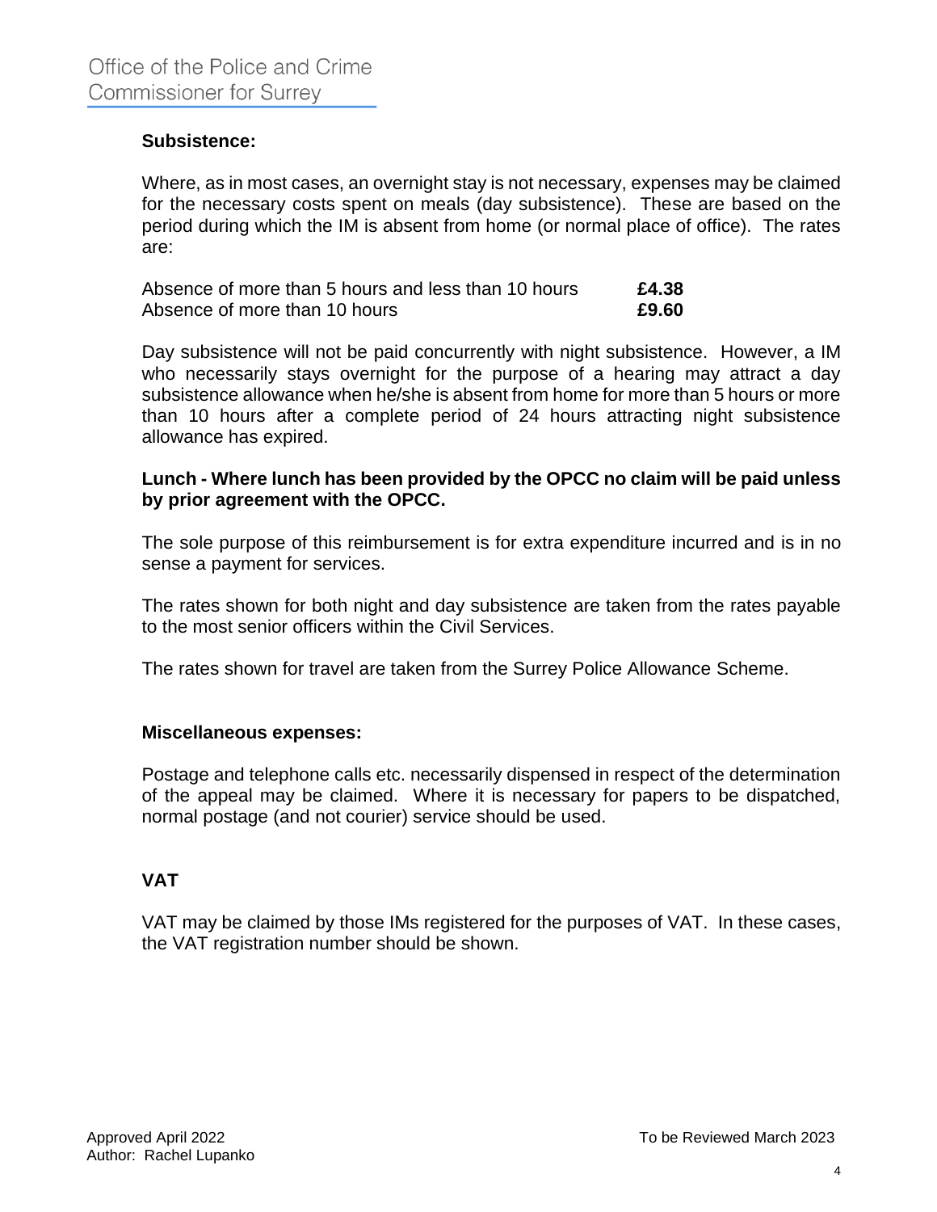**Subsistence:**

Where, as in most cases, an overnight stay is not necessary, expenses may be claimed for the necessary costs spent on meals (day subsistence). These are based on the period during which the IM is absent from home (or normal place of office). The rates are:

| | |
|---|---|
| Absence of more than 5 hours and less than 10 hours | **£4.38** |
| Absence of more than 10 hours | **£9.60** |

Day subsistence will not be paid concurrently with night subsistence. However, a IM who necessarily stays overnight for the purpose of a hearing may attract a day subsistence allowance when he/she is absent from home for more than 5 hours or more than 10 hours after a complete period of 24 hours attracting night subsistence allowance has expired.

**Lunch - Where lunch has been provided by the OPCC no claim will be paid unless by prior agreement with the OPCC.**

The sole purpose of this reimbursement is for extra expenditure incurred and is in no sense a payment for services.

The rates shown for both night and day subsistence are taken from the rates payable to the most senior officers within the Civil Services.

The rates shown for travel are taken from the Surrey Police Allowance Scheme.

**Miscellaneous expenses:**

Postage and telephone calls etc. necessarily dispensed in respect of the determination of the appeal may be claimed. Where it is necessary for papers to be dispatched, normal postage (and not courier) service should be used.

**VAT**

VAT may be claimed by those IMs registered for the purposes of VAT. In these cases, the VAT registration number should be shown.

Approved April 2022 To be Reviewed March 2023
Author: Rachel Lupanko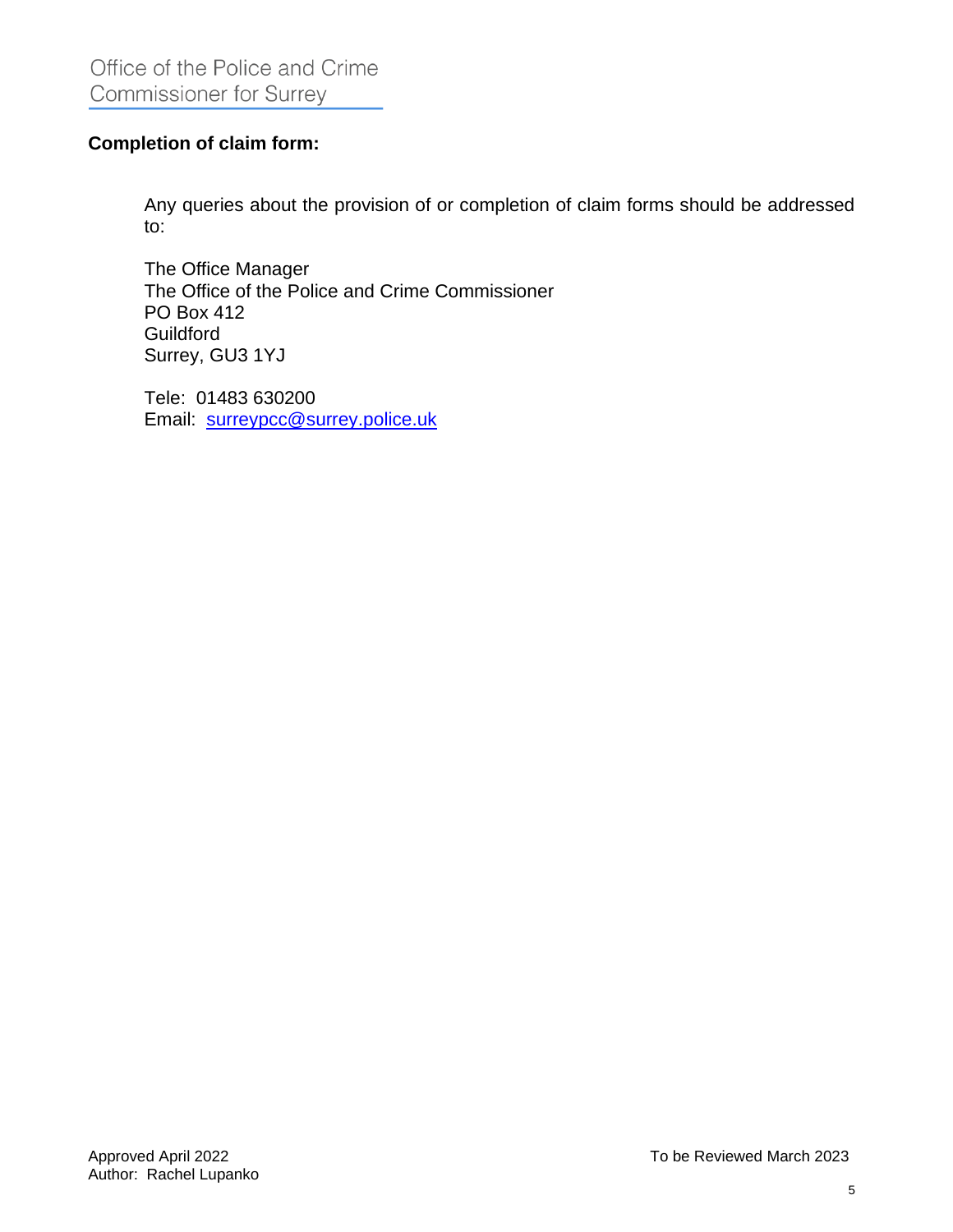**Completion of claim form:**

Any queries about the provision of or completion of claim forms should be addressed to:

The Office Manager  
The Office of the Police and Crime Commissioner  
PO Box 412  
Guildford  
Surrey, GU3 1YJ

Tele: 01483 630200  
Email: surreypcc@surrey.police.uk